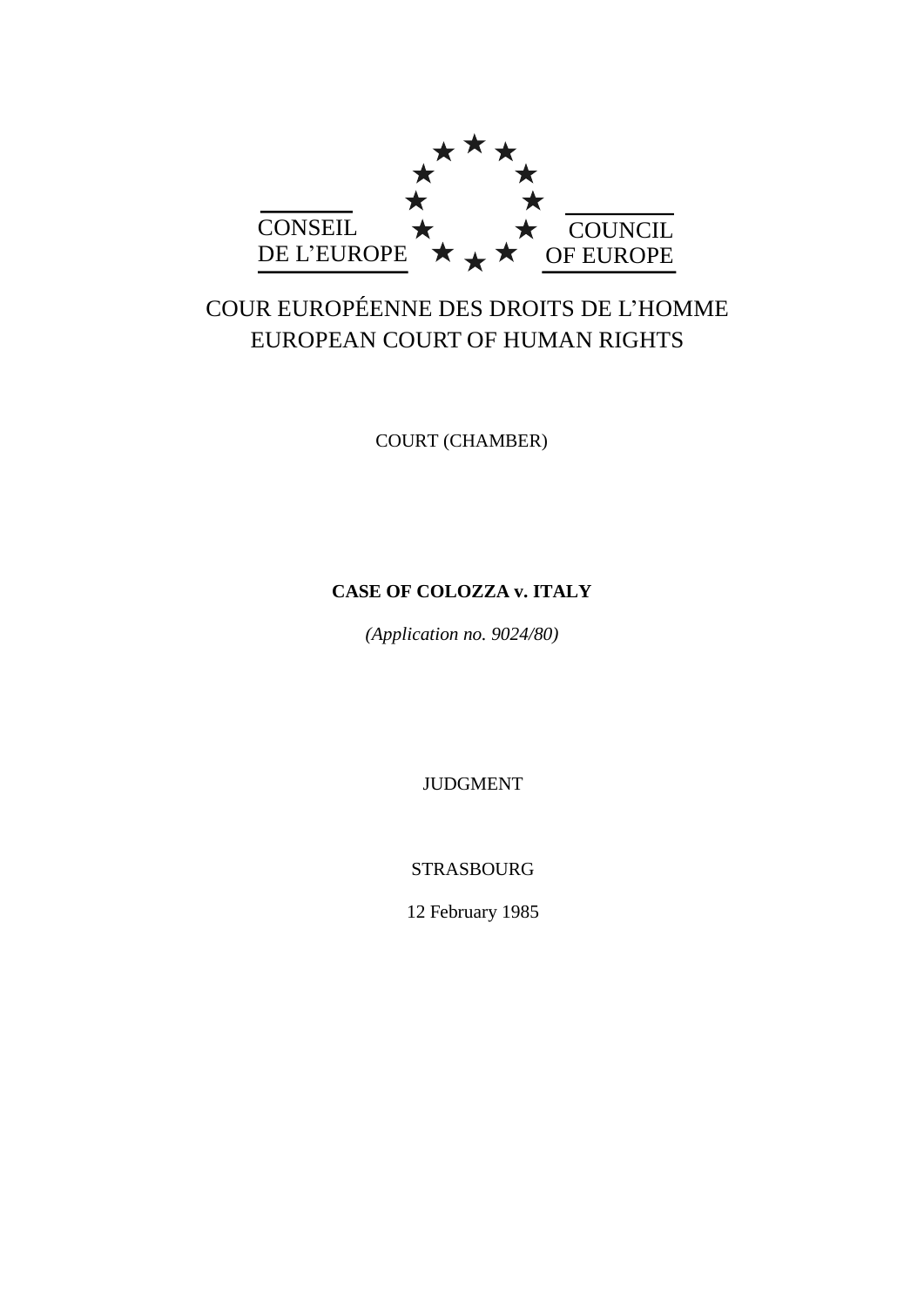CONSEIL DE L'EUROPE

COUNCIL OF EUROPE

COUR EUROPÉENNE DES DROITS DE L'HOMME
EUROPEAN COURT OF HUMAN RIGHTS

COURT (CHAMBER)

**CASE OF COLOZZA v. ITALY**

*(Application no. 9024/80)*

JUDGMENT

STRASBOURG

12 February 1985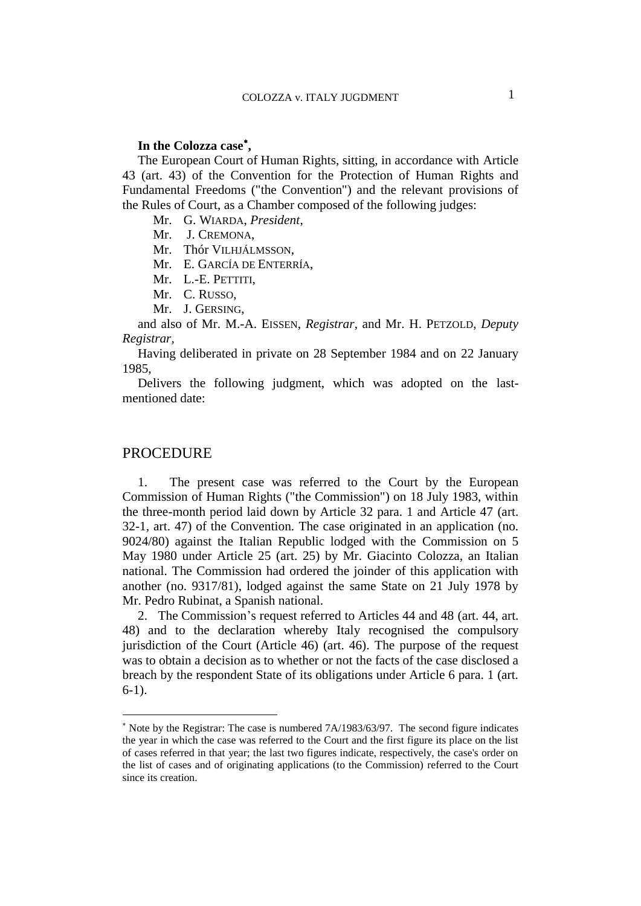**In the Colozza case**[*]**,**

The European Court of Human Rights, sitting, in accordance with Article 43 (art. 43) of the Convention for the Protection of Human Rights and Fundamental Freedoms ("the Convention") and the relevant provisions of the Rules of Court, as a Chamber composed of the following judges:

Mr. G. WIARDA, *President*,
Mr. J. CREMONA,
Mr. Thór VILHJÁLMSSON,
Mr. E. GARCÍA DE ENTERRÍA,
Mr. L.-E. PETTITI,
Mr. C. RUSSO,
Mr. J. GERSING,

and also of Mr. M.-A. EISSEN, *Registrar*, and Mr. H. PETZOLD, *Deputy Registrar*,

Having deliberated in private on 28 September 1984 and on 22 January 1985,

Delivers the following judgment, which was adopted on the last-mentioned date:

## PROCEDURE

1. The present case was referred to the Court by the European Commission of Human Rights ("the Commission") on 18 July 1983, within the three-month period laid down by Article 32 para. 1 and Article 47 (art. 32-1, art. 47) of the Convention. The case originated in an application (no. 9024/80) against the Italian Republic lodged with the Commission on 5 May 1980 under Article 25 (art. 25) by Mr. Giacinto Colozza, an Italian national. The Commission had ordered the joinder of this application with another (no. 9317/81), lodged against the same State on 21 July 1978 by Mr. Pedro Rubinat, a Spanish national.

2. The Commission's request referred to Articles 44 and 48 (art. 44, art. 48) and to the declaration whereby Italy recognised the compulsory jurisdiction of the Court (Article 46) (art. 46). The purpose of the request was to obtain a decision as to whether or not the facts of the case disclosed a breach by the respondent State of its obligations under Article 6 para. 1 (art. 6-1).

[*] Note by the Registrar: The case is numbered 7A/1983/63/97. The second figure indicates the year in which the case was referred to the Court and the first figure its place on the list of cases referred in that year; the last two figures indicate, respectively, the case's order on the list of cases and of originating applications (to the Commission) referred to the Court since its creation.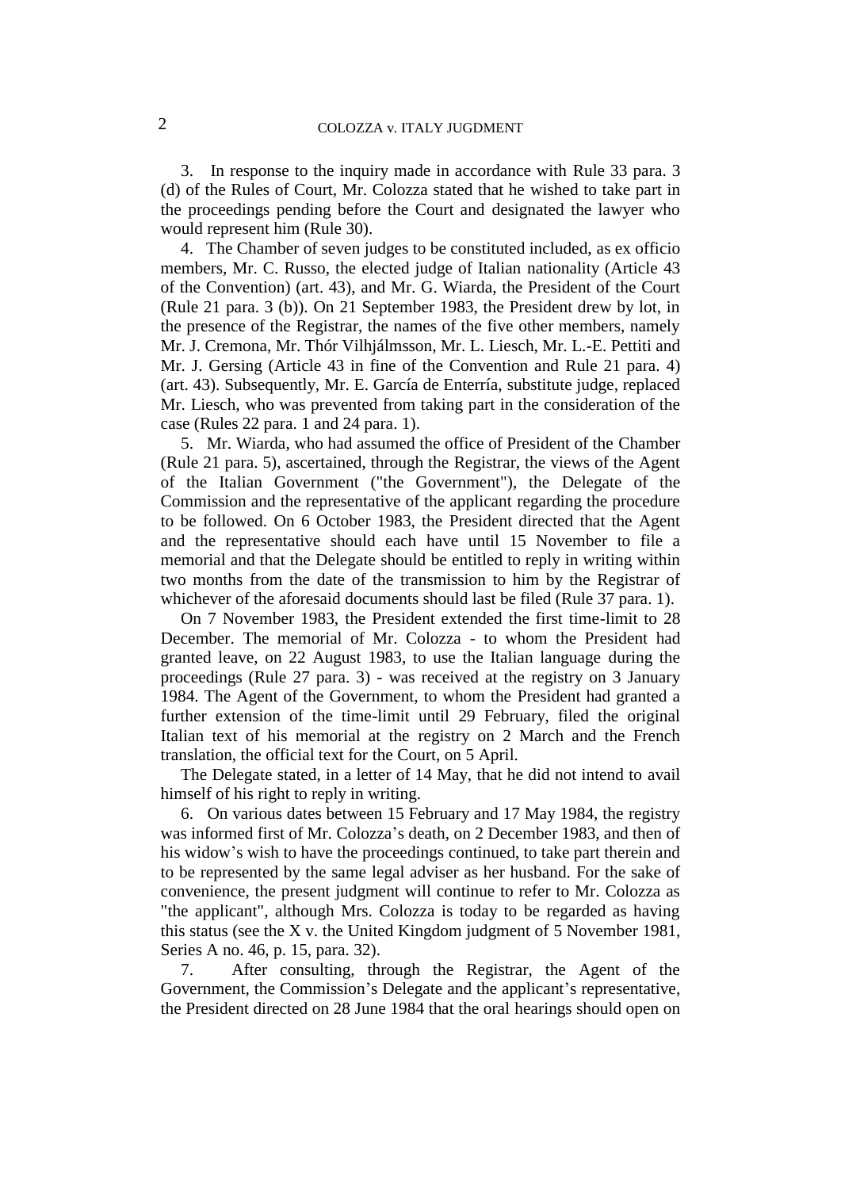3. In response to the inquiry made in accordance with Rule 33 para. 3 (d) of the Rules of Court, Mr. Colozza stated that he wished to take part in the proceedings pending before the Court and designated the lawyer who would represent him (Rule 30).

4. The Chamber of seven judges to be constituted included, as ex officio members, Mr. C. Russo, the elected judge of Italian nationality (Article 43 of the Convention) (art. 43), and Mr. G. Wiarda, the President of the Court (Rule 21 para. 3 (b)). On 21 September 1983, the President drew by lot, in the presence of the Registrar, the names of the five other members, namely Mr. J. Cremona, Mr. Thór Vilhjálmsson, Mr. L. Liesch, Mr. L.-E. Pettiti and Mr. J. Gersing (Article 43 in fine of the Convention and Rule 21 para. 4) (art. 43). Subsequently, Mr. E. García de Enterría, substitute judge, replaced Mr. Liesch, who was prevented from taking part in the consideration of the case (Rules 22 para. 1 and 24 para. 1).

5. Mr. Wiarda, who had assumed the office of President of the Chamber (Rule 21 para. 5), ascertained, through the Registrar, the views of the Agent of the Italian Government ("the Government"), the Delegate of the Commission and the representative of the applicant regarding the procedure to be followed. On 6 October 1983, the President directed that the Agent and the representative should each have until 15 November to file a memorial and that the Delegate should be entitled to reply in writing within two months from the date of the transmission to him by the Registrar of whichever of the aforesaid documents should last be filed (Rule 37 para. 1).

On 7 November 1983, the President extended the first time-limit to 28 December. The memorial of Mr. Colozza - to whom the President had granted leave, on 22 August 1983, to use the Italian language during the proceedings (Rule 27 para. 3) - was received at the registry on 3 January 1984. The Agent of the Government, to whom the President had granted a further extension of the time-limit until 29 February, filed the original Italian text of his memorial at the registry on 2 March and the French translation, the official text for the Court, on 5 April.

The Delegate stated, in a letter of 14 May, that he did not intend to avail himself of his right to reply in writing.

6. On various dates between 15 February and 17 May 1984, the registry was informed first of Mr. Colozza's death, on 2 December 1983, and then of his widow's wish to have the proceedings continued, to take part therein and to be represented by the same legal adviser as her husband. For the sake of convenience, the present judgment will continue to refer to Mr. Colozza as "the applicant", although Mrs. Colozza is today to be regarded as having this status (see the X v. the United Kingdom judgment of 5 November 1981, Series A no. 46, p. 15, para. 32).

7. After consulting, through the Registrar, the Agent of the Government, the Commission's Delegate and the applicant's representative, the President directed on 28 June 1984 that the oral hearings should open on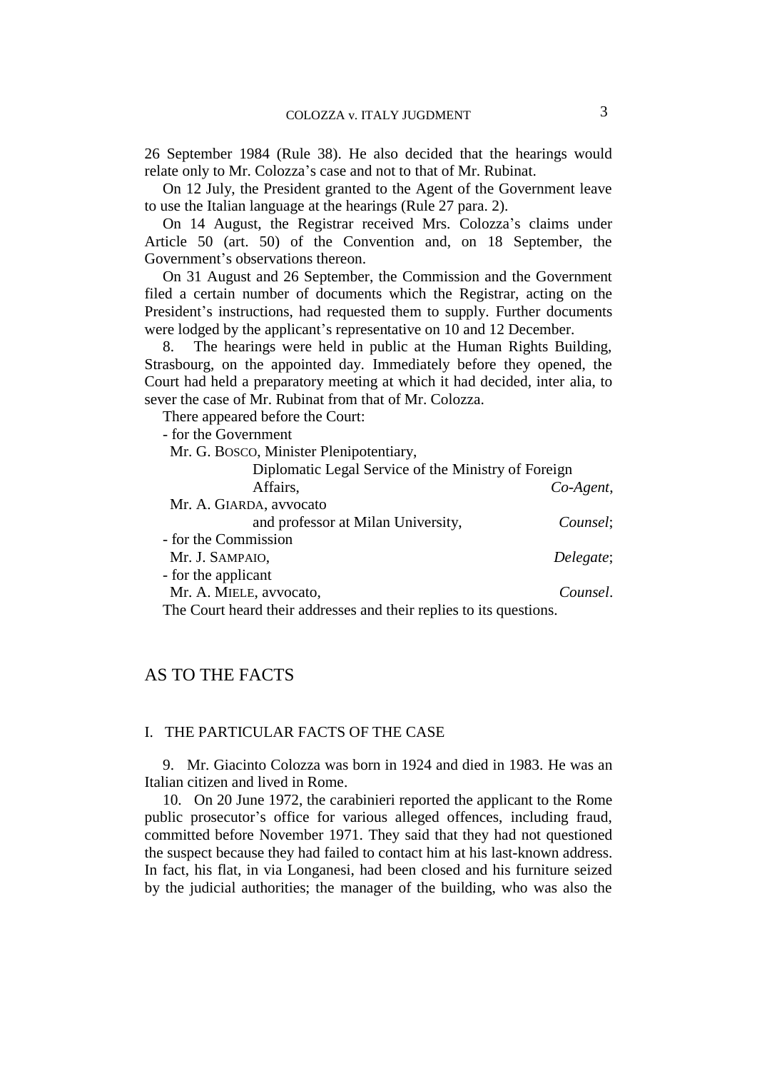26 September 1984 (Rule 38). He also decided that the hearings would relate only to Mr. Colozza's case and not to that of Mr. Rubinat.

On 12 July, the President granted to the Agent of the Government leave to use the Italian language at the hearings (Rule 27 para. 2).

On 14 August, the Registrar received Mrs. Colozza's claims under Article 50 (art. 50) of the Convention and, on 18 September, the Government's observations thereon.

On 31 August and 26 September, the Commission and the Government filed a certain number of documents which the Registrar, acting on the President's instructions, had requested them to supply. Further documents were lodged by the applicant's representative on 10 and 12 December.

8. The hearings were held in public at the Human Rights Building, Strasbourg, on the appointed day. Immediately before they opened, the Court had held a preparatory meeting at which it had decided, inter alia, to sever the case of Mr. Rubinat from that of Mr. Colozza.

There appeared before the Court:

- for the Government
  - Mr. G. BOSCO, Minister Plenipotentiary, Diplomatic Legal Service of the Ministry of Foreign Affairs, *Co-Agent*,
  - Mr. A. GIARDA, avvocato and professor at Milan University, *Counsel*;
- for the Commission
  - Mr. J. SAMPAIO, *Delegate*;
- for the applicant
  - Mr. A. MIELE, avvocato, *Counsel*.

The Court heard their addresses and their replies to its questions.

## AS TO THE FACTS

### I. THE PARTICULAR FACTS OF THE CASE

9. Mr. Giacinto Colozza was born in 1924 and died in 1983. He was an Italian citizen and lived in Rome.

10. On 20 June 1972, the carabinieri reported the applicant to the Rome public prosecutor's office for various alleged offences, including fraud, committed before November 1971. They said that they had not questioned the suspect because they had failed to contact him at his last-known address. In fact, his flat, in via Longanesi, had been closed and his furniture seized by the judicial authorities; the manager of the building, who was also the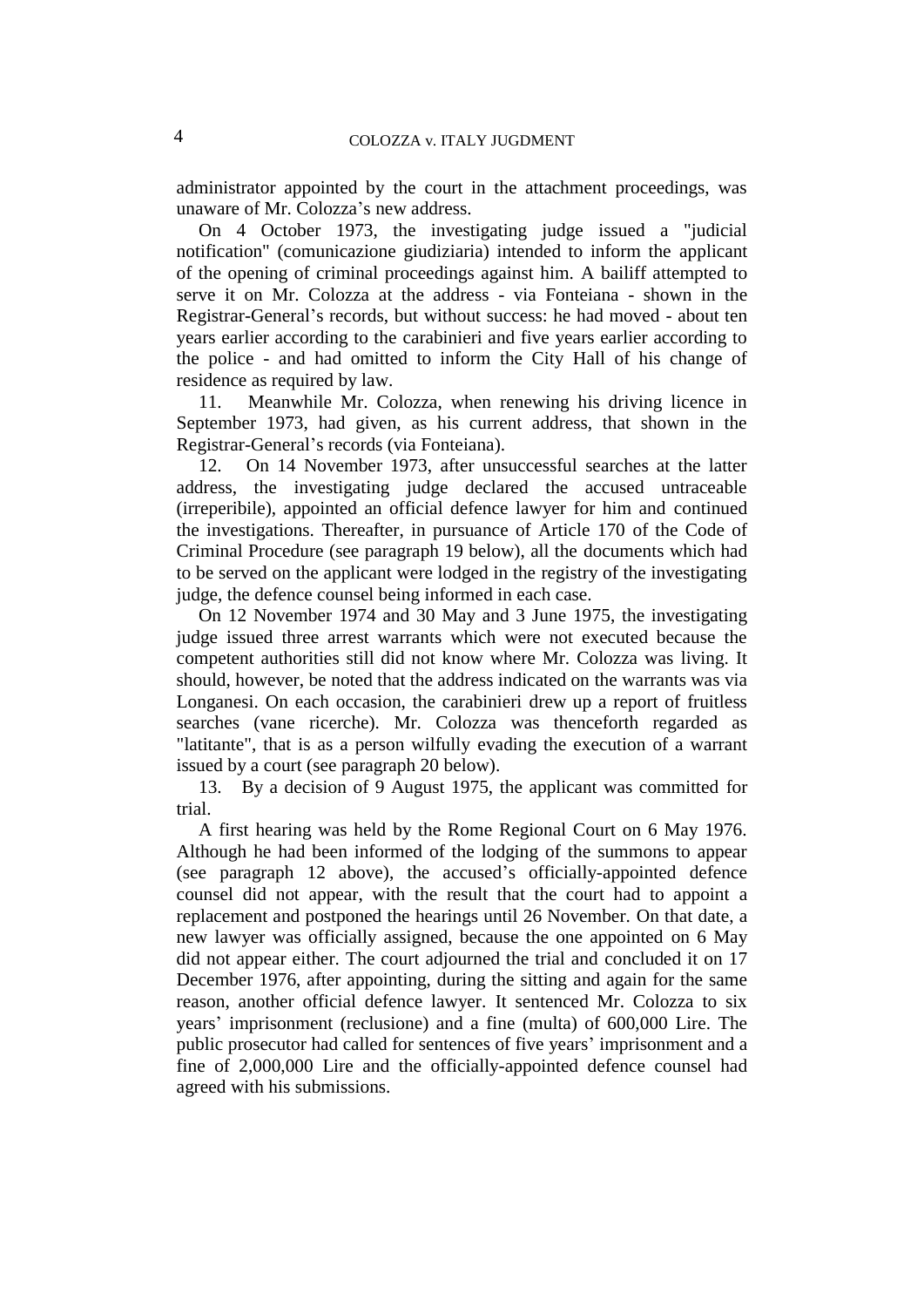administrator appointed by the court in the attachment proceedings, was unaware of Mr. Colozza's new address.

On 4 October 1973, the investigating judge issued a "judicial notification" (comunicazione giudiziaria) intended to inform the applicant of the opening of criminal proceedings against him. A bailiff attempted to serve it on Mr. Colozza at the address - via Fonteiana - shown in the Registrar-General's records, but without success: he had moved - about ten years earlier according to the carabinieri and five years earlier according to the police - and had omitted to inform the City Hall of his change of residence as required by law.

11. Meanwhile Mr. Colozza, when renewing his driving licence in September 1973, had given, as his current address, that shown in the Registrar-General's records (via Fonteiana).

12. On 14 November 1973, after unsuccessful searches at the latter address, the investigating judge declared the accused untraceable (irreperibile), appointed an official defence lawyer for him and continued the investigations. Thereafter, in pursuance of Article 170 of the Code of Criminal Procedure (see paragraph 19 below), all the documents which had to be served on the applicant were lodged in the registry of the investigating judge, the defence counsel being informed in each case.

On 12 November 1974 and 30 May and 3 June 1975, the investigating judge issued three arrest warrants which were not executed because the competent authorities still did not know where Mr. Colozza was living. It should, however, be noted that the address indicated on the warrants was via Longanesi. On each occasion, the carabinieri drew up a report of fruitless searches (vane ricerche). Mr. Colozza was thenceforth regarded as "latitante", that is as a person wilfully evading the execution of a warrant issued by a court (see paragraph 20 below).

13. By a decision of 9 August 1975, the applicant was committed for trial.

A first hearing was held by the Rome Regional Court on 6 May 1976. Although he had been informed of the lodging of the summons to appear (see paragraph 12 above), the accused's officially-appointed defence counsel did not appear, with the result that the court had to appoint a replacement and postponed the hearings until 26 November. On that date, a new lawyer was officially assigned, because the one appointed on 6 May did not appear either. The court adjourned the trial and concluded it on 17 December 1976, after appointing, during the sitting and again for the same reason, another official defence lawyer. It sentenced Mr. Colozza to six years' imprisonment (reclusione) and a fine (multa) of 600,000 Lire. The public prosecutor had called for sentences of five years' imprisonment and a fine of 2,000,000 Lire and the officially-appointed defence counsel had agreed with his submissions.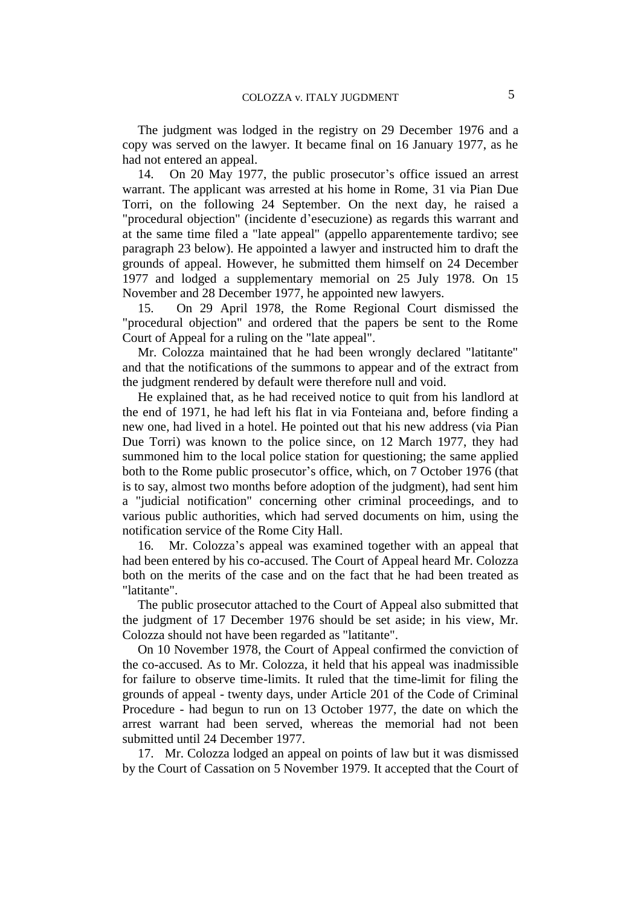The judgment was lodged in the registry on 29 December 1976 and a copy was served on the lawyer. It became final on 16 January 1977, as he had not entered an appeal.

14. On 20 May 1977, the public prosecutor's office issued an arrest warrant. The applicant was arrested at his home in Rome, 31 via Pian Due Torri, on the following 24 September. On the next day, he raised a "procedural objection" (incidente d'esecuzione) as regards this warrant and at the same time filed a "late appeal" (appello apparentemente tardivo; see paragraph 23 below). He appointed a lawyer and instructed him to draft the grounds of appeal. However, he submitted them himself on 24 December 1977 and lodged a supplementary memorial on 25 July 1978. On 15 November and 28 December 1977, he appointed new lawyers.

15. On 29 April 1978, the Rome Regional Court dismissed the "procedural objection" and ordered that the papers be sent to the Rome Court of Appeal for a ruling on the "late appeal".

Mr. Colozza maintained that he had been wrongly declared "latitante" and that the notifications of the summons to appear and of the extract from the judgment rendered by default were therefore null and void.

He explained that, as he had received notice to quit from his landlord at the end of 1971, he had left his flat in via Fonteiana and, before finding a new one, had lived in a hotel. He pointed out that his new address (via Pian Due Torri) was known to the police since, on 12 March 1977, they had summoned him to the local police station for questioning; the same applied both to the Rome public prosecutor's office, which, on 7 October 1976 (that is to say, almost two months before adoption of the judgment), had sent him a "judicial notification" concerning other criminal proceedings, and to various public authorities, which had served documents on him, using the notification service of the Rome City Hall.

16. Mr. Colozza's appeal was examined together with an appeal that had been entered by his co-accused. The Court of Appeal heard Mr. Colozza both on the merits of the case and on the fact that he had been treated as "latitante".

The public prosecutor attached to the Court of Appeal also submitted that the judgment of 17 December 1976 should be set aside; in his view, Mr. Colozza should not have been regarded as "latitante".

On 10 November 1978, the Court of Appeal confirmed the conviction of the co-accused. As to Mr. Colozza, it held that his appeal was inadmissible for failure to observe time-limits. It ruled that the time-limit for filing the grounds of appeal - twenty days, under Article 201 of the Code of Criminal Procedure - had begun to run on 13 October 1977, the date on which the arrest warrant had been served, whereas the memorial had not been submitted until 24 December 1977.

17. Mr. Colozza lodged an appeal on points of law but it was dismissed by the Court of Cassation on 5 November 1979. It accepted that the Court of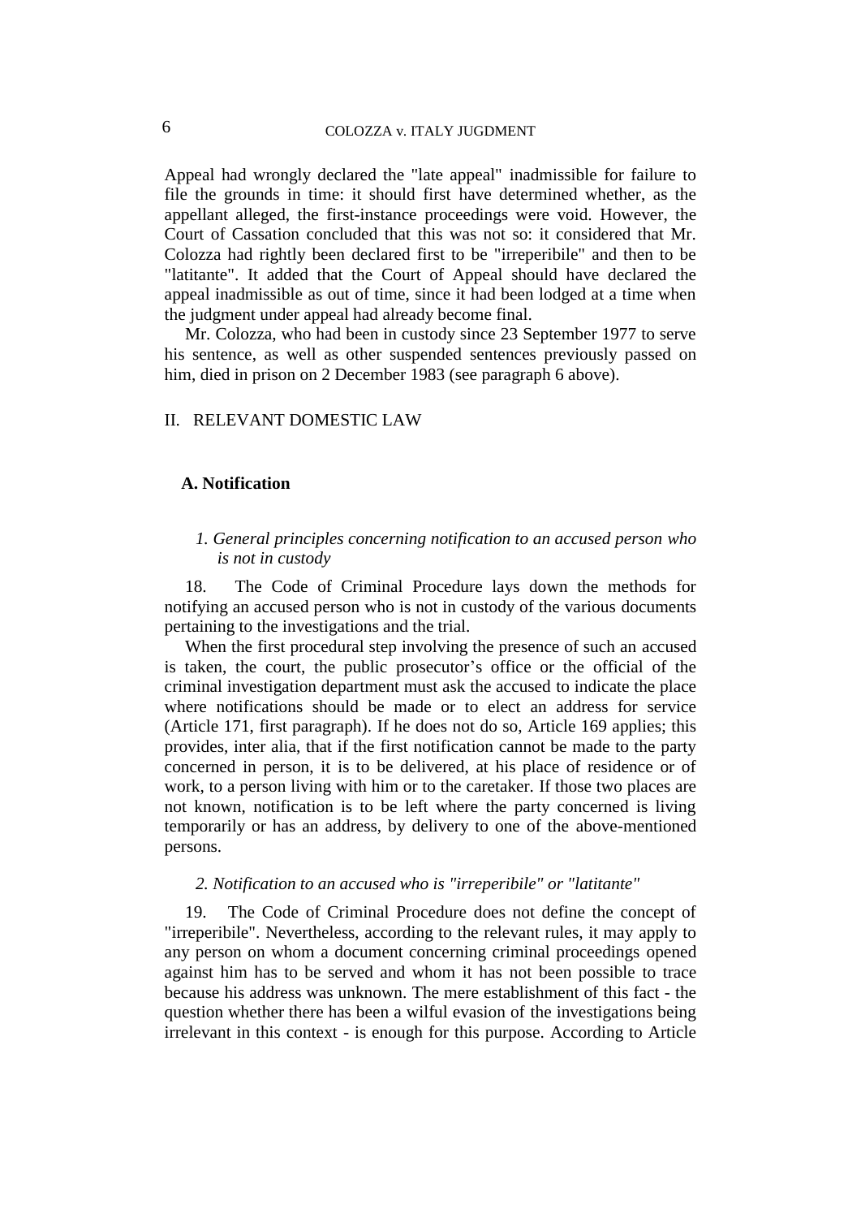Appeal had wrongly declared the "late appeal" inadmissible for failure to file the grounds in time: it should first have determined whether, as the appellant alleged, the first-instance proceedings were void. However, the Court of Cassation concluded that this was not so: it considered that Mr. Colozza had rightly been declared first to be "irreperibile" and then to be "latitante". It added that the Court of Appeal should have declared the appeal inadmissible as out of time, since it had been lodged at a time when the judgment under appeal had already become final.

Mr. Colozza, who had been in custody since 23 September 1977 to serve his sentence, as well as other suspended sentences previously passed on him, died in prison on 2 December 1983 (see paragraph 6 above).

## II. RELEVANT DOMESTIC LAW

### A. Notification

#### *1. General principles concerning notification to an accused person who is not in custody*

18. The Code of Criminal Procedure lays down the methods for notifying an accused person who is not in custody of the various documents pertaining to the investigations and the trial.

When the first procedural step involving the presence of such an accused is taken, the court, the public prosecutor's office or the official of the criminal investigation department must ask the accused to indicate the place where notifications should be made or to elect an address for service (Article 171, first paragraph). If he does not do so, Article 169 applies; this provides, inter alia, that if the first notification cannot be made to the party concerned in person, it is to be delivered, at his place of residence or of work, to a person living with him or to the caretaker. If those two places are not known, notification is to be left where the party concerned is living temporarily or has an address, by delivery to one of the above-mentioned persons.

#### *2. Notification to an accused who is "irreperibile" or "latitante"*

19. The Code of Criminal Procedure does not define the concept of "irreperibile". Nevertheless, according to the relevant rules, it may apply to any person on whom a document concerning criminal proceedings opened against him has to be served and whom it has not been possible to trace because his address was unknown. The mere establishment of this fact - the question whether there has been a wilful evasion of the investigations being irrelevant in this context - is enough for this purpose. According to Article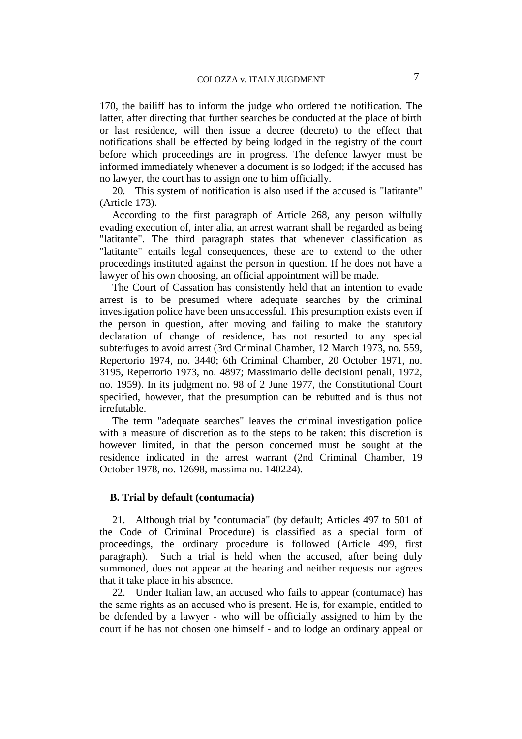170, the bailiff has to inform the judge who ordered the notification. The latter, after directing that further searches be conducted at the place of birth or last residence, will then issue a decree (decreto) to the effect that notifications shall be effected by being lodged in the registry of the court before which proceedings are in progress. The defence lawyer must be informed immediately whenever a document is so lodged; if the accused has no lawyer, the court has to assign one to him officially.

20. This system of notification is also used if the accused is "latitante" (Article 173).

According to the first paragraph of Article 268, any person wilfully evading execution of, inter alia, an arrest warrant shall be regarded as being "latitante". The third paragraph states that whenever classification as "latitante" entails legal consequences, these are to extend to the other proceedings instituted against the person in question. If he does not have a lawyer of his own choosing, an official appointment will be made.

The Court of Cassation has consistently held that an intention to evade arrest is to be presumed where adequate searches by the criminal investigation police have been unsuccessful. This presumption exists even if the person in question, after moving and failing to make the statutory declaration of change of residence, has not resorted to any special subterfuges to avoid arrest (3rd Criminal Chamber, 12 March 1973, no. 559, Repertorio 1974, no. 3440; 6th Criminal Chamber, 20 October 1971, no. 3195, Repertorio 1973, no. 4897; Massimario delle decisioni penali, 1972, no. 1959). In its judgment no. 98 of 2 June 1977, the Constitutional Court specified, however, that the presumption can be rebutted and is thus not irrefutable.

The term "adequate searches" leaves the criminal investigation police with a measure of discretion as to the steps to be taken; this discretion is however limited, in that the person concerned must be sought at the residence indicated in the arrest warrant (2nd Criminal Chamber, 19 October 1978, no. 12698, massima no. 140224).

### B. Trial by default (contumacia)

21. Although trial by "contumacia" (by default; Articles 497 to 501 of the Code of Criminal Procedure) is classified as a special form of proceedings, the ordinary procedure is followed (Article 499, first paragraph). Such a trial is held when the accused, after being duly summoned, does not appear at the hearing and neither requests nor agrees that it take place in his absence.

22. Under Italian law, an accused who fails to appear (contumace) has the same rights as an accused who is present. He is, for example, entitled to be defended by a lawyer - who will be officially assigned to him by the court if he has not chosen one himself - and to lodge an ordinary appeal or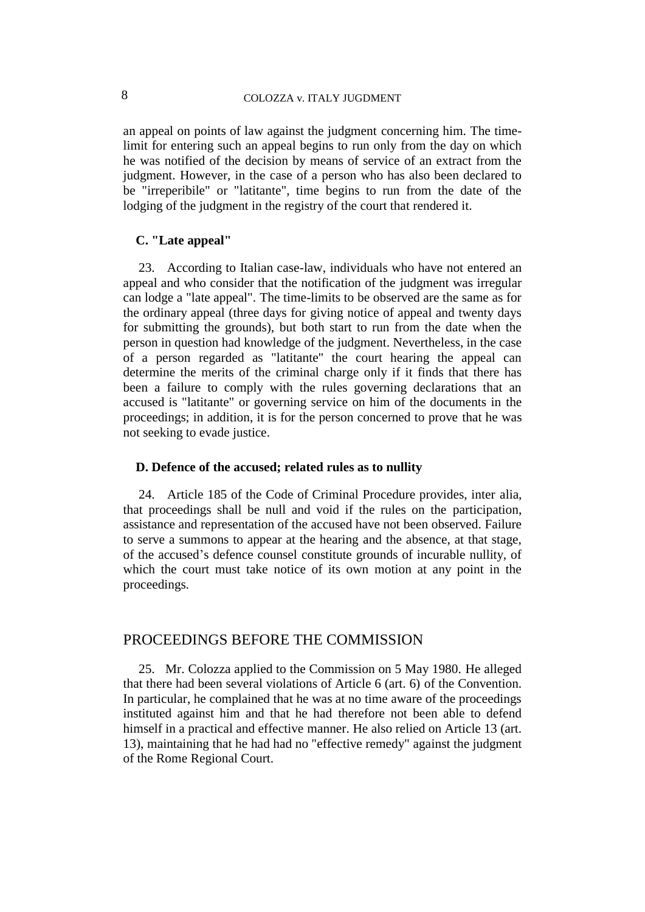an appeal on points of law against the judgment concerning him. The time-limit for entering such an appeal begins to run only from the day on which he was notified of the decision by means of service of an extract from the judgment. However, in the case of a person who has also been declared to be "irreperibile" or "latitante", time begins to run from the date of the lodging of the judgment in the registry of the court that rendered it.

### C. "Late appeal"

23. According to Italian case-law, individuals who have not entered an appeal and who consider that the notification of the judgment was irregular can lodge a "late appeal". The time-limits to be observed are the same as for the ordinary appeal (three days for giving notice of appeal and twenty days for submitting the grounds), but both start to run from the date when the person in question had knowledge of the judgment. Nevertheless, in the case of a person regarded as "latitante" the court hearing the appeal can determine the merits of the criminal charge only if it finds that there has been a failure to comply with the rules governing declarations that an accused is "latitante" or governing service on him of the documents in the proceedings; in addition, it is for the person concerned to prove that he was not seeking to evade justice.

### D. Defence of the accused; related rules as to nullity

24. Article 185 of the Code of Criminal Procedure provides, inter alia, that proceedings shall be null and void if the rules on the participation, assistance and representation of the accused have not been observed. Failure to serve a summons to appear at the hearing and the absence, at that stage, of the accused's defence counsel constitute grounds of incurable nullity, of which the court must take notice of its own motion at any point in the proceedings.

## PROCEEDINGS BEFORE THE COMMISSION

25. Mr. Colozza applied to the Commission on 5 May 1980. He alleged that there had been several violations of Article 6 (art. 6) of the Convention. In particular, he complained that he was at no time aware of the proceedings instituted against him and that he had therefore not been able to defend himself in a practical and effective manner. He also relied on Article 13 (art. 13), maintaining that he had had no "effective remedy" against the judgment of the Rome Regional Court.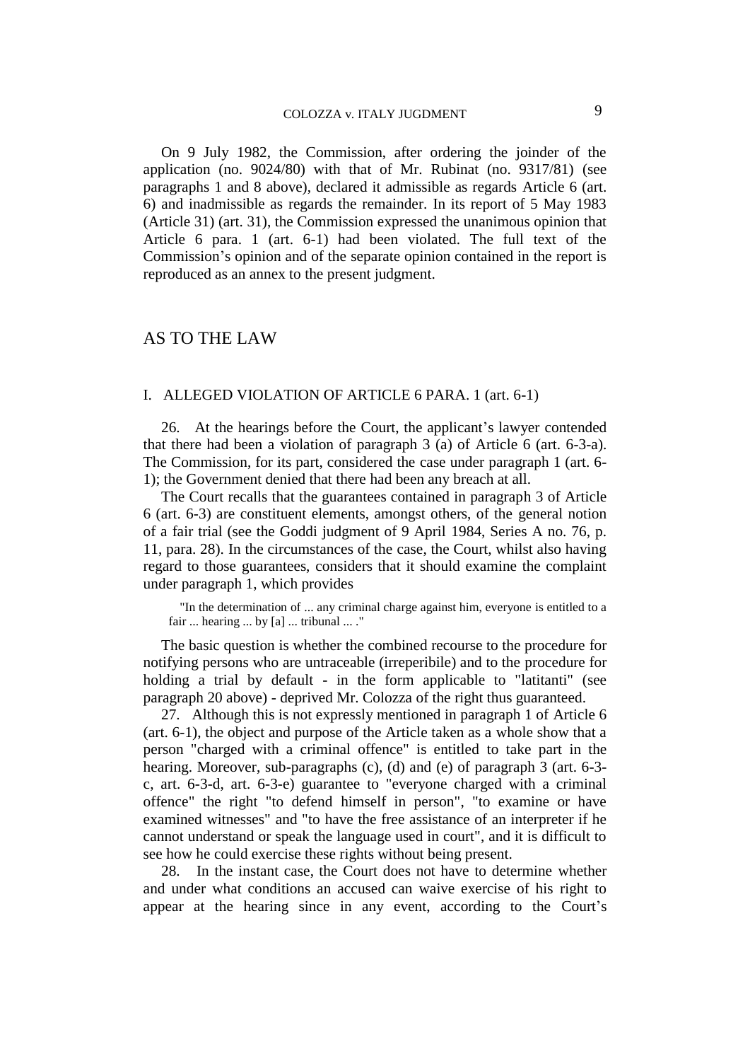On 9 July 1982, the Commission, after ordering the joinder of the application (no. 9024/80) with that of Mr. Rubinat (no. 9317/81) (see paragraphs 1 and 8 above), declared it admissible as regards Article 6 (art. 6) and inadmissible as regards the remainder. In its report of 5 May 1983 (Article 31) (art. 31), the Commission expressed the unanimous opinion that Article 6 para. 1 (art. 6-1) had been violated. The full text of the Commission's opinion and of the separate opinion contained in the report is reproduced as an annex to the present judgment.

## AS TO THE LAW

### I. ALLEGED VIOLATION OF ARTICLE 6 PARA. 1 (art. 6-1)

26. At the hearings before the Court, the applicant's lawyer contended that there had been a violation of paragraph 3 (a) of Article 6 (art. 6-3-a). The Commission, for its part, considered the case under paragraph 1 (art. 6-1); the Government denied that there had been any breach at all.

The Court recalls that the guarantees contained in paragraph 3 of Article 6 (art. 6-3) are constituent elements, amongst others, of the general notion of a fair trial (see the Goddi judgment of 9 April 1984, Series A no. 76, p. 11, para. 28). In the circumstances of the case, the Court, whilst also having regard to those guarantees, considers that it should examine the complaint under paragraph 1, which provides

> "In the determination of ... any criminal charge against him, everyone is entitled to a fair ... hearing ... by [a] ... tribunal ... ."

The basic question is whether the combined recourse to the procedure for notifying persons who are untraceable (irreperibile) and to the procedure for holding a trial by default - in the form applicable to "latitanti" (see paragraph 20 above) - deprived Mr. Colozza of the right thus guaranteed.

27. Although this is not expressly mentioned in paragraph 1 of Article 6 (art. 6-1), the object and purpose of the Article taken as a whole show that a person "charged with a criminal offence" is entitled to take part in the hearing. Moreover, sub-paragraphs (c), (d) and (e) of paragraph 3 (art. 6-3-c, art. 6-3-d, art. 6-3-e) guarantee to "everyone charged with a criminal offence" the right "to defend himself in person", "to examine or have examined witnesses" and "to have the free assistance of an interpreter if he cannot understand or speak the language used in court", and it is difficult to see how he could exercise these rights without being present.

28. In the instant case, the Court does not have to determine whether and under what conditions an accused can waive exercise of his right to appear at the hearing since in any event, according to the Court's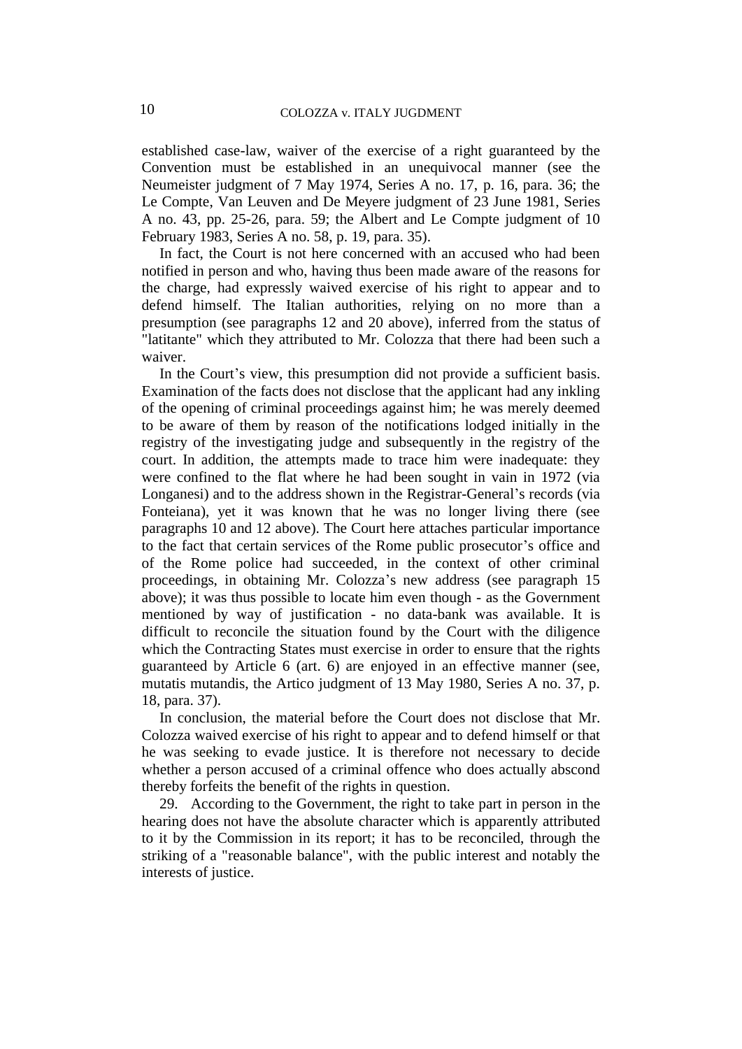established case-law, waiver of the exercise of a right guaranteed by the Convention must be established in an unequivocal manner (see the Neumeister judgment of 7 May 1974, Series A no. 17, p. 16, para. 36; the Le Compte, Van Leuven and De Meyere judgment of 23 June 1981, Series A no. 43, pp. 25-26, para. 59; the Albert and Le Compte judgment of 10 February 1983, Series A no. 58, p. 19, para. 35).

In fact, the Court is not here concerned with an accused who had been notified in person and who, having thus been made aware of the reasons for the charge, had expressly waived exercise of his right to appear and to defend himself. The Italian authorities, relying on no more than a presumption (see paragraphs 12 and 20 above), inferred from the status of "latitante" which they attributed to Mr. Colozza that there had been such a waiver.

In the Court's view, this presumption did not provide a sufficient basis. Examination of the facts does not disclose that the applicant had any inkling of the opening of criminal proceedings against him; he was merely deemed to be aware of them by reason of the notifications lodged initially in the registry of the investigating judge and subsequently in the registry of the court. In addition, the attempts made to trace him were inadequate: they were confined to the flat where he had been sought in vain in 1972 (via Longanesi) and to the address shown in the Registrar-General's records (via Fonteiana), yet it was known that he was no longer living there (see paragraphs 10 and 12 above). The Court here attaches particular importance to the fact that certain services of the Rome public prosecutor's office and of the Rome police had succeeded, in the context of other criminal proceedings, in obtaining Mr. Colozza's new address (see paragraph 15 above); it was thus possible to locate him even though - as the Government mentioned by way of justification - no data-bank was available. It is difficult to reconcile the situation found by the Court with the diligence which the Contracting States must exercise in order to ensure that the rights guaranteed by Article 6 (art. 6) are enjoyed in an effective manner (see, mutatis mutandis, the Artico judgment of 13 May 1980, Series A no. 37, p. 18, para. 37).

In conclusion, the material before the Court does not disclose that Mr. Colozza waived exercise of his right to appear and to defend himself or that he was seeking to evade justice. It is therefore not necessary to decide whether a person accused of a criminal offence who does actually abscond thereby forfeits the benefit of the rights in question.

29. According to the Government, the right to take part in person in the hearing does not have the absolute character which is apparently attributed to it by the Commission in its report; it has to be reconciled, through the striking of a "reasonable balance", with the public interest and notably the interests of justice.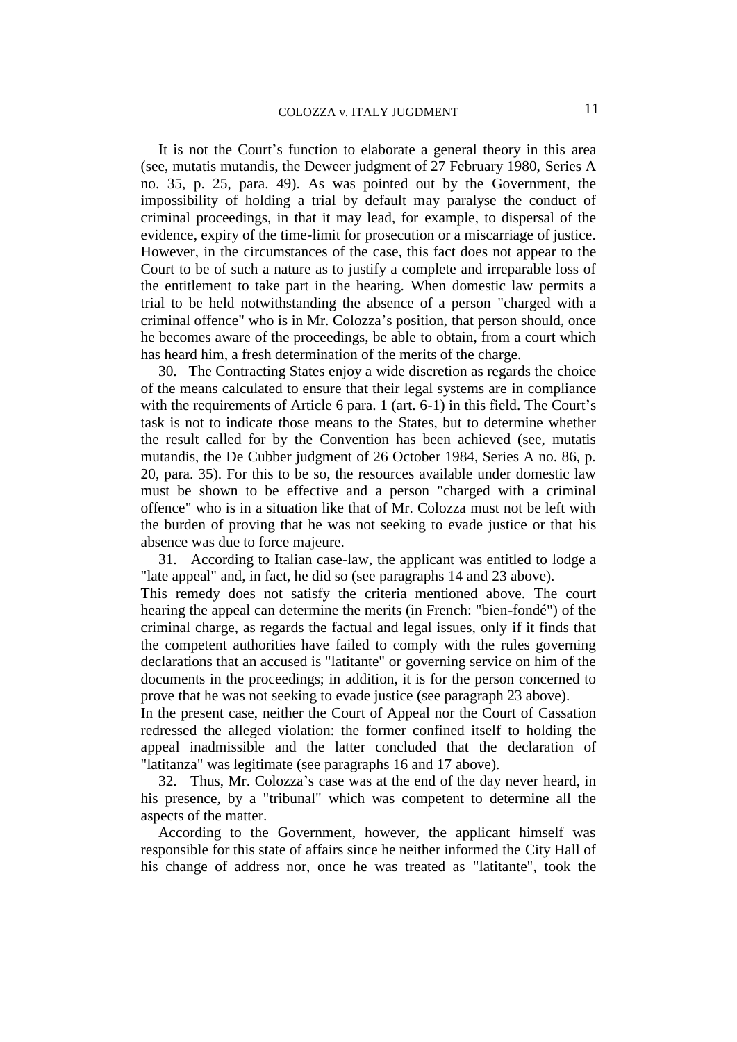It is not the Court's function to elaborate a general theory in this area (see, mutatis mutandis, the Deweer judgment of 27 February 1980, Series A no. 35, p. 25, para. 49). As was pointed out by the Government, the impossibility of holding a trial by default may paralyse the conduct of criminal proceedings, in that it may lead, for example, to dispersal of the evidence, expiry of the time-limit for prosecution or a miscarriage of justice. However, in the circumstances of the case, this fact does not appear to the Court to be of such a nature as to justify a complete and irreparable loss of the entitlement to take part in the hearing. When domestic law permits a trial to be held notwithstanding the absence of a person "charged with a criminal offence" who is in Mr. Colozza's position, that person should, once he becomes aware of the proceedings, be able to obtain, from a court which has heard him, a fresh determination of the merits of the charge.

30. The Contracting States enjoy a wide discretion as regards the choice of the means calculated to ensure that their legal systems are in compliance with the requirements of Article 6 para. 1 (art. 6-1) in this field. The Court's task is not to indicate those means to the States, but to determine whether the result called for by the Convention has been achieved (see, mutatis mutandis, the De Cubber judgment of 26 October 1984, Series A no. 86, p. 20, para. 35). For this to be so, the resources available under domestic law must be shown to be effective and a person "charged with a criminal offence" who is in a situation like that of Mr. Colozza must not be left with the burden of proving that he was not seeking to evade justice or that his absence was due to force majeure.

31. According to Italian case-law, the applicant was entitled to lodge a "late appeal" and, in fact, he did so (see paragraphs 14 and 23 above).

This remedy does not satisfy the criteria mentioned above. The court hearing the appeal can determine the merits (in French: "bien-fondé") of the criminal charge, as regards the factual and legal issues, only if it finds that the competent authorities have failed to comply with the rules governing declarations that an accused is "latitante" or governing service on him of the documents in the proceedings; in addition, it is for the person concerned to prove that he was not seeking to evade justice (see paragraph 23 above).

In the present case, neither the Court of Appeal nor the Court of Cassation redressed the alleged violation: the former confined itself to holding the appeal inadmissible and the latter concluded that the declaration of "latitanza" was legitimate (see paragraphs 16 and 17 above).

32. Thus, Mr. Colozza's case was at the end of the day never heard, in his presence, by a "tribunal" which was competent to determine all the aspects of the matter.

According to the Government, however, the applicant himself was responsible for this state of affairs since he neither informed the City Hall of his change of address nor, once he was treated as "latitante", took the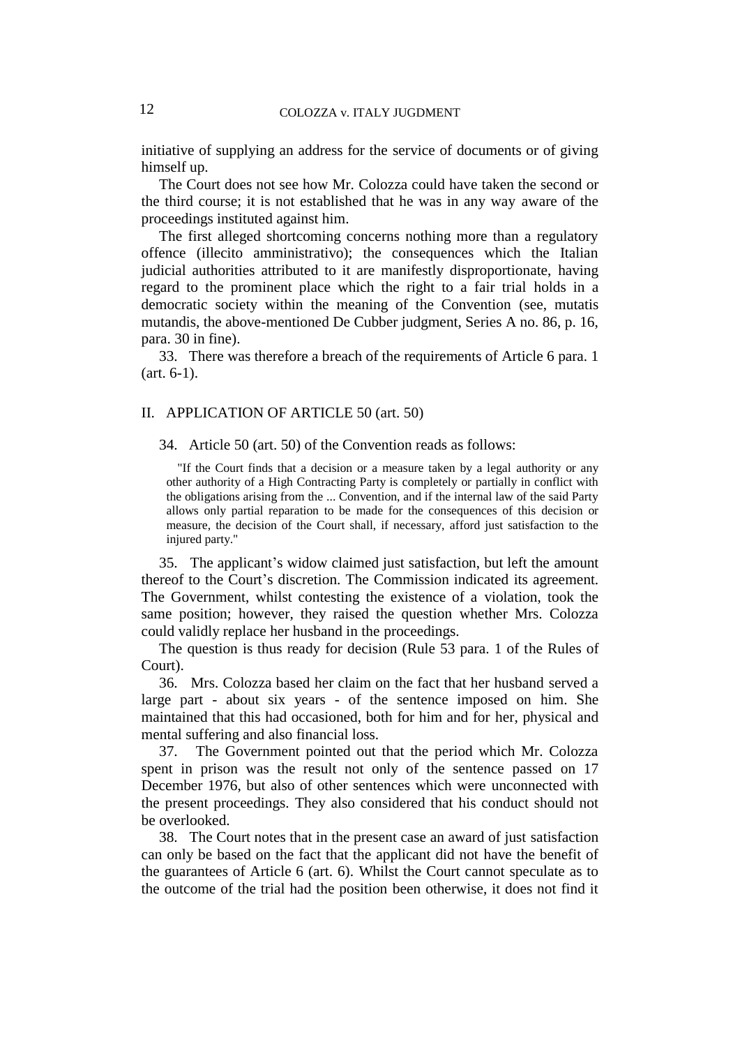initiative of supplying an address for the service of documents or of giving himself up.

The Court does not see how Mr. Colozza could have taken the second or the third course; it is not established that he was in any way aware of the proceedings instituted against him.

The first alleged shortcoming concerns nothing more than a regulatory offence (illecito amministrativo); the consequences which the Italian judicial authorities attributed to it are manifestly disproportionate, having regard to the prominent place which the right to a fair trial holds in a democratic society within the meaning of the Convention (see, mutatis mutandis, the above-mentioned De Cubber judgment, Series A no. 86, p. 16, para. 30 in fine).

33. There was therefore a breach of the requirements of Article 6 para. 1 (art. 6-1).

## II. APPLICATION OF ARTICLE 50 (art. 50)

34. Article 50 (art. 50) of the Convention reads as follows:

> "If the Court finds that a decision or a measure taken by a legal authority or any other authority of a High Contracting Party is completely or partially in conflict with the obligations arising from the ... Convention, and if the internal law of the said Party allows only partial reparation to be made for the consequences of this decision or measure, the decision of the Court shall, if necessary, afford just satisfaction to the injured party."

35. The applicant's widow claimed just satisfaction, but left the amount thereof to the Court's discretion. The Commission indicated its agreement. The Government, whilst contesting the existence of a violation, took the same position; however, they raised the question whether Mrs. Colozza could validly replace her husband in the proceedings.

The question is thus ready for decision (Rule 53 para. 1 of the Rules of Court).

36. Mrs. Colozza based her claim on the fact that her husband served a large part - about six years - of the sentence imposed on him. She maintained that this had occasioned, both for him and for her, physical and mental suffering and also financial loss.

37. The Government pointed out that the period which Mr. Colozza spent in prison was the result not only of the sentence passed on 17 December 1976, but also of other sentences which were unconnected with the present proceedings. They also considered that his conduct should not be overlooked.

38. The Court notes that in the present case an award of just satisfaction can only be based on the fact that the applicant did not have the benefit of the guarantees of Article 6 (art. 6). Whilst the Court cannot speculate as to the outcome of the trial had the position been otherwise, it does not find it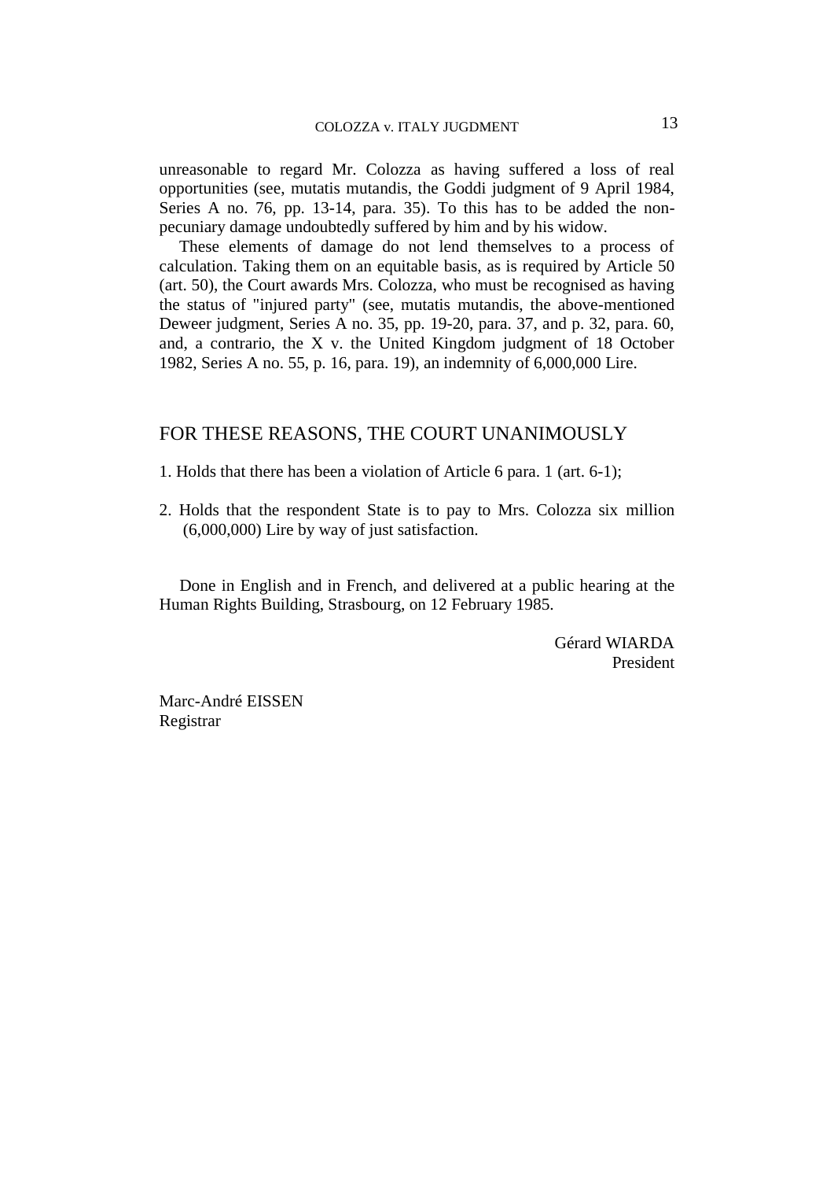unreasonable to regard Mr. Colozza as having suffered a loss of real opportunities (see, mutatis mutandis, the Goddi judgment of 9 April 1984, Series A no. 76, pp. 13-14, para. 35). To this has to be added the non-pecuniary damage undoubtedly suffered by him and by his widow.

These elements of damage do not lend themselves to a process of calculation. Taking them on an equitable basis, as is required by Article 50 (art. 50), the Court awards Mrs. Colozza, who must be recognised as having the status of "injured party" (see, mutatis mutandis, the above-mentioned Deweer judgment, Series A no. 35, pp. 19-20, para. 37, and p. 32, para. 60, and, a contrario, the X v. the United Kingdom judgment of 18 October 1982, Series A no. 55, p. 16, para. 19), an indemnity of 6,000,000 Lire.

## FOR THESE REASONS, THE COURT UNANIMOUSLY

1. Holds that there has been a violation of Article 6 para. 1 (art. 6-1);

2. Holds that the respondent State is to pay to Mrs. Colozza six million (6,000,000) Lire by way of just satisfaction.

Done in English and in French, and delivered at a public hearing at the Human Rights Building, Strasbourg, on 12 February 1985.

Gérard WIARDA
President

Marc-André EISSEN
Registrar